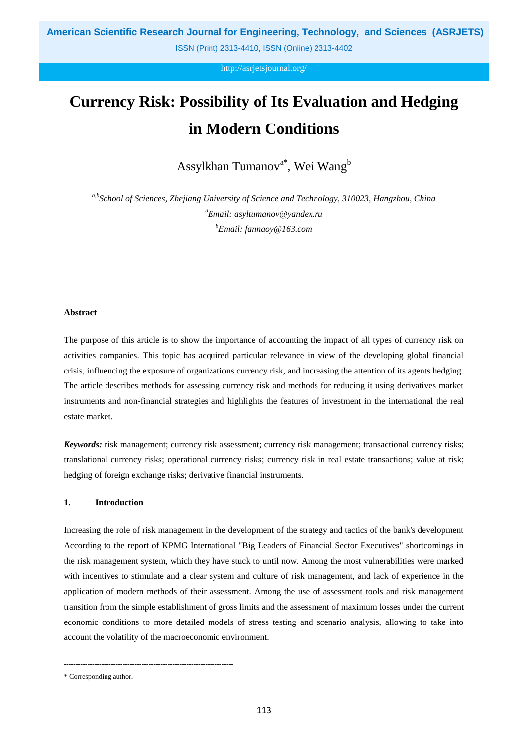# Currency Risk: Possibility of Its Evaluation and Hedging in Modern Conditions

Assylkhan Tumanov[a*], Wei Wang[b]

*[a,b]School of Sciences, Zhejiang University of Science and Technology, 310023, Hangzhou, China*
*[a]Email: asyltumanov@yandex.ru*
*[b]Email: fannaoy@163.com*

## Abstract

The purpose of this article is to show the importance of accounting the impact of all types of currency risk on activities companies. This topic has acquired particular relevance in view of the developing global financial crisis, influencing the exposure of organizations currency risk, and increasing the attention of its agents hedging. The article describes methods for assessing currency risk and methods for reducing it using derivatives market instruments and non-financial strategies and highlights the features of investment in the international the real estate market.

***Keywords:*** risk management; currency risk assessment; currency risk management; transactional currency risks; translational currency risks; operational currency risks; currency risk in real estate transactions; value at risk; hedging of foreign exchange risks; derivative financial instruments.

## 1. Introduction

Increasing the role of risk management in the development of the strategy and tactics of the bank's development According to the report of KPMG International "Big Leaders of Financial Sector Executives" shortcomings in the risk management system, which they have stuck to until now. Among the most vulnerabilities were marked with incentives to stimulate and a clear system and culture of risk management, and lack of experience in the application of modern methods of their assessment. Among the use of assessment tools and risk management transition from the simple establishment of gross limits and the assessment of maximum losses under the current economic conditions to more detailed models of stress testing and scenario analysis, allowing to take into account the volatility of the macroeconomic environment.

---

\* Corresponding author.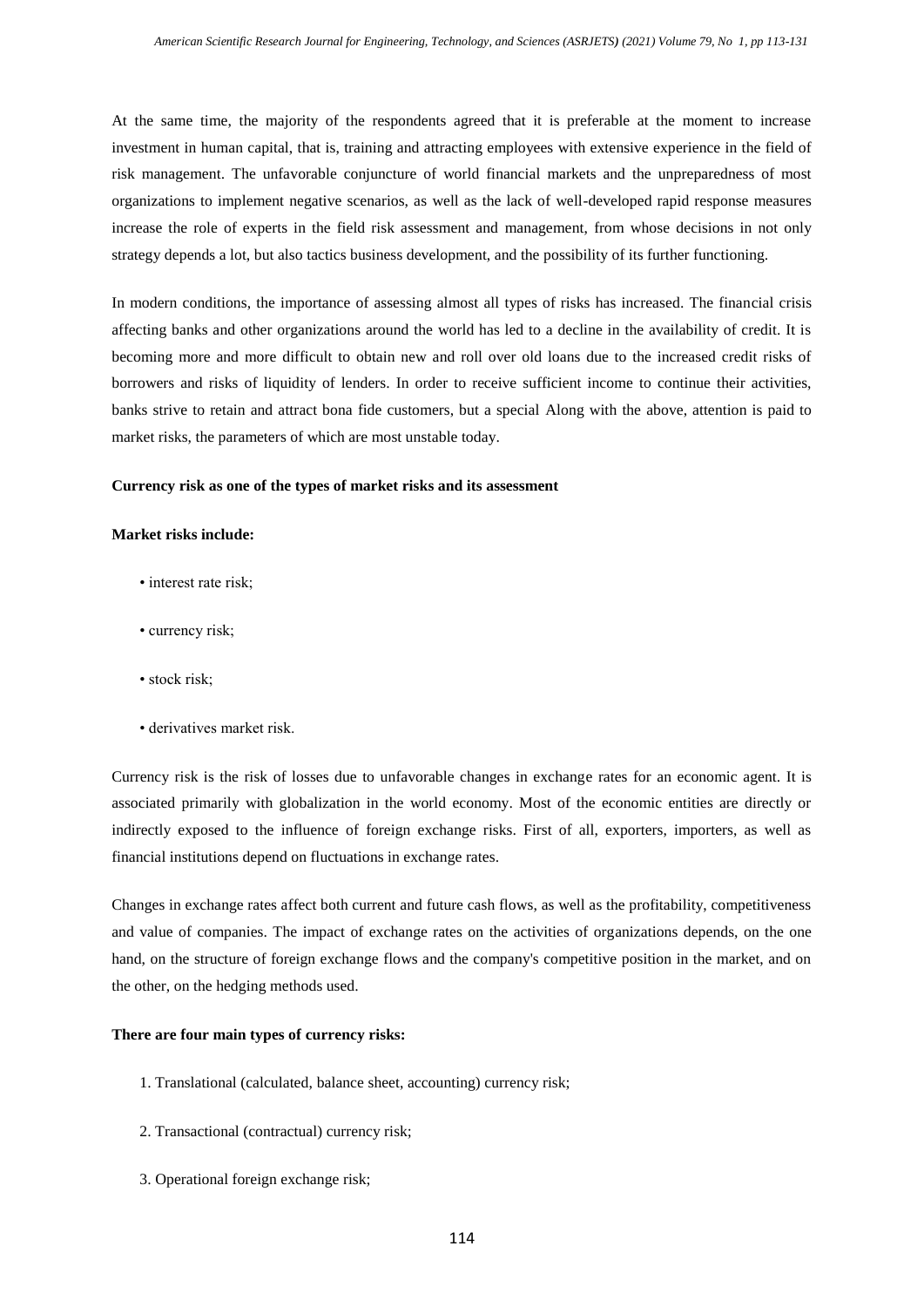At the same time, the majority of the respondents agreed that it is preferable at the moment to increase investment in human capital, that is, training and attracting employees with extensive experience in the field of risk management. The unfavorable conjuncture of world financial markets and the unpreparedness of most organizations to implement negative scenarios, as well as the lack of well-developed rapid response measures increase the role of experts in the field risk assessment and management, from whose decisions in not only strategy depends a lot, but also tactics business development, and the possibility of its further functioning.

In modern conditions, the importance of assessing almost all types of risks has increased. The financial crisis affecting banks and other organizations around the world has led to a decline in the availability of credit. It is becoming more and more difficult to obtain new and roll over old loans due to the increased credit risks of borrowers and risks of liquidity of lenders. In order to receive sufficient income to continue their activities, banks strive to retain and attract bona fide customers, but a special Along with the above, attention is paid to market risks, the parameters of which are most unstable today.

**Currency risk as one of the types of market risks and its assessment**

**Market risks include:**

- interest rate risk;
- currency risk;
- stock risk;
- derivatives market risk.

Currency risk is the risk of losses due to unfavorable changes in exchange rates for an economic agent. It is associated primarily with globalization in the world economy. Most of the economic entities are directly or indirectly exposed to the influence of foreign exchange risks. First of all, exporters, importers, as well as financial institutions depend on fluctuations in exchange rates.

Changes in exchange rates affect both current and future cash flows, as well as the profitability, competitiveness and value of companies. The impact of exchange rates on the activities of organizations depends, on the one hand, on the structure of foreign exchange flows and the company's competitive position in the market, and on the other, on the hedging methods used.

**There are four main types of currency risks:**

1. Translational (calculated, balance sheet, accounting) currency risk;
2. Transactional (contractual) currency risk;
3. Operational foreign exchange risk;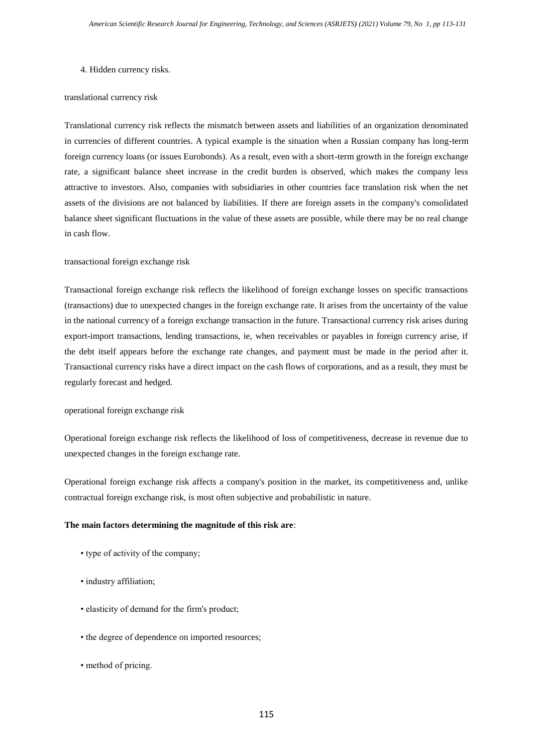4. Hidden currency risks.

translational currency risk

Translational currency risk reflects the mismatch between assets and liabilities of an organization denominated in currencies of different countries. A typical example is the situation when a Russian company has long-term foreign currency loans (or issues Eurobonds). As a result, even with a short-term growth in the foreign exchange rate, a significant balance sheet increase in the credit burden is observed, which makes the company less attractive to investors. Also, companies with subsidiaries in other countries face translation risk when the net assets of the divisions are not balanced by liabilities. If there are foreign assets in the company's consolidated balance sheet significant fluctuations in the value of these assets are possible, while there may be no real change in cash flow.

transactional foreign exchange risk

Transactional foreign exchange risk reflects the likelihood of foreign exchange losses on specific transactions (transactions) due to unexpected changes in the foreign exchange rate. It arises from the uncertainty of the value in the national currency of a foreign exchange transaction in the future. Transactional currency risk arises during export-import transactions, lending transactions, ie, when receivables or payables in foreign currency arise, if the debt itself appears before the exchange rate changes, and payment must be made in the period after it. Transactional currency risks have a direct impact on the cash flows of corporations, and as a result, they must be regularly forecast and hedged.

operational foreign exchange risk

Operational foreign exchange risk reflects the likelihood of loss of competitiveness, decrease in revenue due to unexpected changes in the foreign exchange rate.

Operational foreign exchange risk affects a company's position in the market, its competitiveness and, unlike contractual foreign exchange risk, is most often subjective and probabilistic in nature.

**The main factors determining the magnitude of this risk are**:

- type of activity of the company;
- industry affiliation;
- elasticity of demand for the firm's product;
- the degree of dependence on imported resources;
- method of pricing.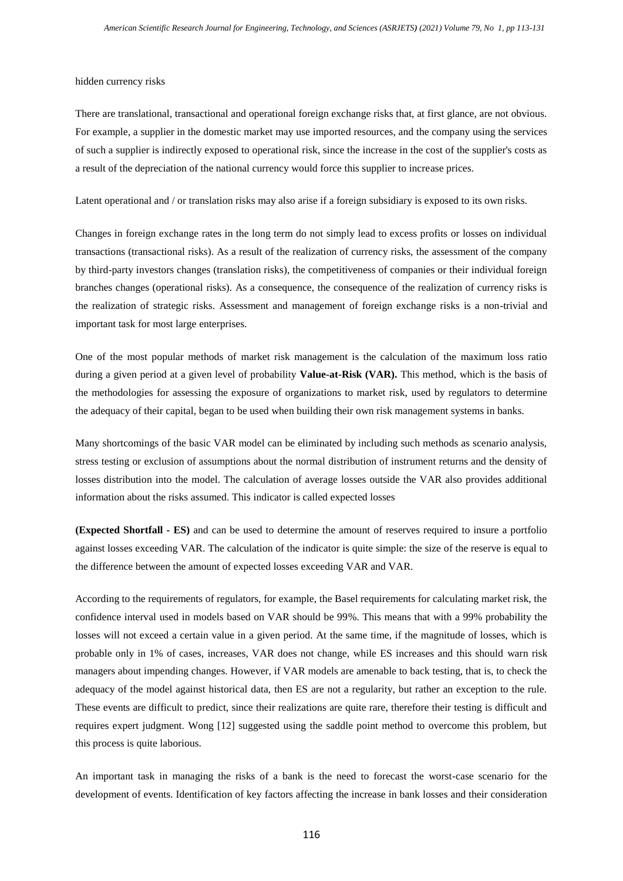hidden currency risks

There are translational, transactional and operational foreign exchange risks that, at first glance, are not obvious. For example, a supplier in the domestic market may use imported resources, and the company using the services of such a supplier is indirectly exposed to operational risk, since the increase in the cost of the supplier's costs as a result of the depreciation of the national currency would force this supplier to increase prices.

Latent operational and / or translation risks may also arise if a foreign subsidiary is exposed to its own risks.

Changes in foreign exchange rates in the long term do not simply lead to excess profits or losses on individual transactions (transactional risks). As a result of the realization of currency risks, the assessment of the company by third-party investors changes (translation risks), the competitiveness of companies or their individual foreign branches changes (operational risks). As a consequence, the consequence of the realization of currency risks is the realization of strategic risks. Assessment and management of foreign exchange risks is a non-trivial and important task for most large enterprises.

One of the most popular methods of market risk management is the calculation of the maximum loss ratio during a given period at a given level of probability **Value-at-Risk (VAR).** This method, which is the basis of the methodologies for assessing the exposure of organizations to market risk, used by regulators to determine the adequacy of their capital, began to be used when building their own risk management systems in banks.

Many shortcomings of the basic VAR model can be eliminated by including such methods as scenario analysis, stress testing or exclusion of assumptions about the normal distribution of instrument returns and the density of losses distribution into the model. The calculation of average losses outside the VAR also provides additional information about the risks assumed. This indicator is called expected losses

**(Expected Shortfall - ES)** and can be used to determine the amount of reserves required to insure a portfolio against losses exceeding VAR. The calculation of the indicator is quite simple: the size of the reserve is equal to the difference between the amount of expected losses exceeding VAR and VAR.

According to the requirements of regulators, for example, the Basel requirements for calculating market risk, the confidence interval used in models based on VAR should be 99%. This means that with a 99% probability the losses will not exceed a certain value in a given period. At the same time, if the magnitude of losses, which is probable only in 1% of cases, increases, VAR does not change, while ES increases and this should warn risk managers about impending changes. However, if VAR models are amenable to back testing, that is, to check the adequacy of the model against historical data, then ES are not a regularity, but rather an exception to the rule. These events are difficult to predict, since their realizations are quite rare, therefore their testing is difficult and requires expert judgment. Wong [12] suggested using the saddle point method to overcome this problem, but this process is quite laborious.

An important task in managing the risks of a bank is the need to forecast the worst-case scenario for the development of events. Identification of key factors affecting the increase in bank losses and their consideration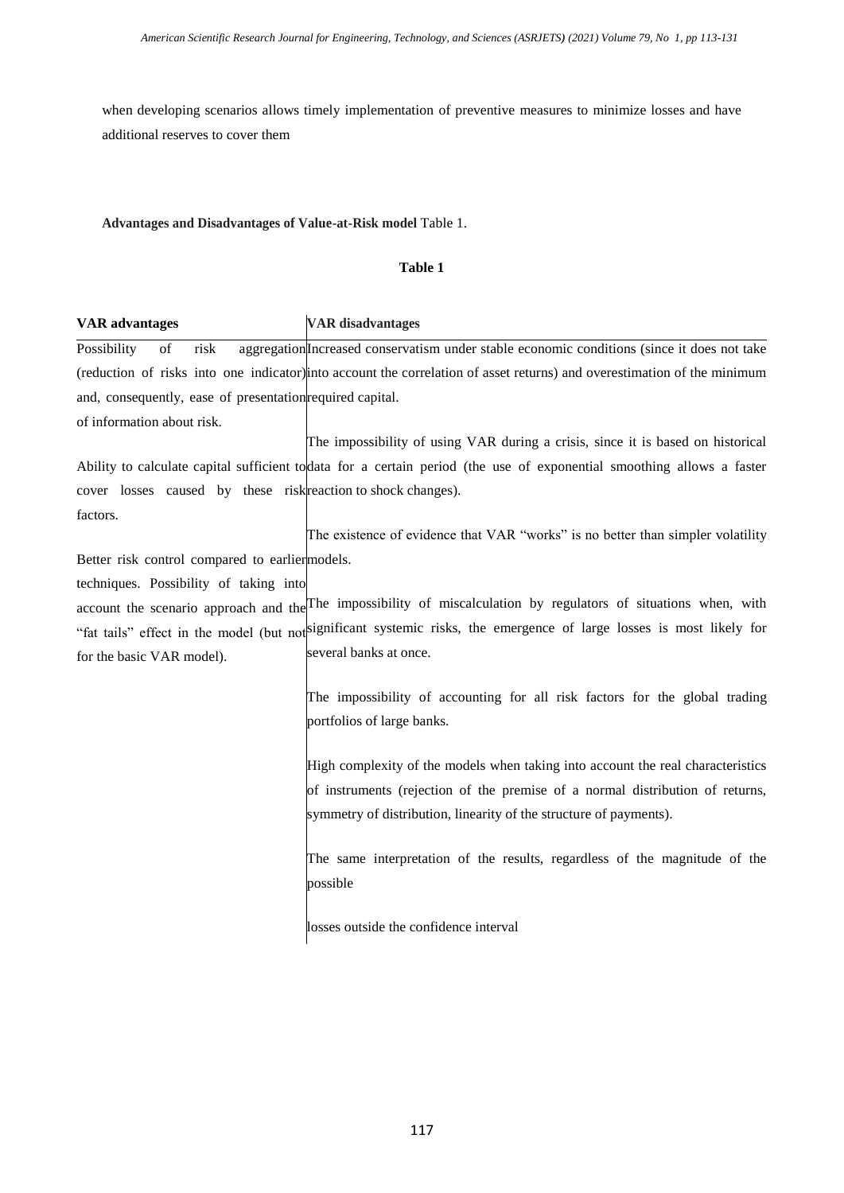when developing scenarios allows timely implementation of preventive measures to minimize losses and have additional reserves to cover them

**Advantages and Disadvantages of Value-at-Risk model** Table 1.

**Table 1**

| VAR advantages | VAR disadvantages |
|---|---|
| Possibility of risk aggregation (reduction of risks into one indicator) and, consequently, ease of presentation of information about risk. | Increased conservatism under stable economic conditions (since it does not take into account the correlation of asset returns) and overestimation of the minimum required capital. |
| Ability to calculate capital sufficient to cover losses caused by these risk factors. | The impossibility of using VAR during a crisis, since it is based on historical data for a certain period (the use of exponential smoothing allows a faster reaction to shock changes). |
| Better risk control compared to earlier techniques. Possibility of taking into account the scenario approach and the "fat tails" effect in the model (but not for the basic VAR model). | The existence of evidence that VAR "works" is no better than simpler volatility models. |
| | The impossibility of miscalculation by regulators of situations when, with significant systemic risks, the emergence of large losses is most likely for several banks at once. |
| | The impossibility of accounting for all risk factors for the global trading portfolios of large banks. |
| | High complexity of the models when taking into account the real characteristics of instruments (rejection of the premise of a normal distribution of returns, symmetry of distribution, linearity of the structure of payments). |
| | The same interpretation of the results, regardless of the magnitude of the possible losses outside the confidence interval |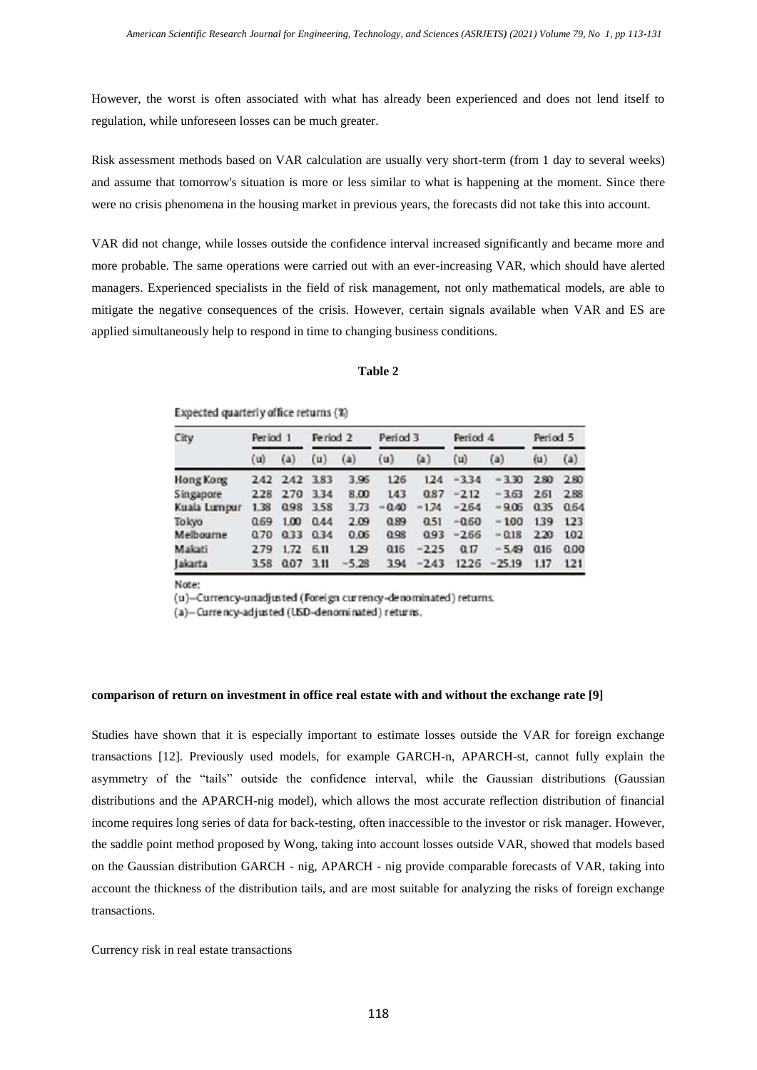However, the worst is often associated with what has already been experienced and does not lend itself to regulation, while unforeseen losses can be much greater.

Risk assessment methods based on VAR calculation are usually very short-term (from 1 day to several weeks) and assume that tomorrow's situation is more or less similar to what is happening at the moment. Since there were no crisis phenomena in the housing market in previous years, the forecasts did not take this into account.

VAR did not change, while losses outside the confidence interval increased significantly and became more and more probable. The same operations were carried out with an ever-increasing VAR, which should have alerted managers. Experienced specialists in the field of risk management, not only mathematical models, are able to mitigate the negative consequences of the crisis. However, certain signals available when VAR and ES are applied simultaneously help to respond in time to changing business conditions.

**Table 2**

Expected quarterly office returns (%)

| City | Period 1 | | Period 2 | | Period 3 | | Period 4 | | Period 5 | |
|---|---|---|---|---|---|---|---|---|---|---|
| | (u) | (a) | (u) | (a) | (u) | (a) | (u) | (a) | (u) | (a) |
| Hong Kong | 2.42 | 2.42 | 3.83 | 3.96 | 1.26 | 1.24 | −3.34 | −3.30 | 2.80 | 2.80 |
| Singapore | 2.28 | 2.70 | 3.34 | 8.00 | 1.43 | 0.87 | −2.12 | −3.63 | 2.61 | 2.88 |
| Kuala Lumpur | 1.38 | 0.98 | 3.58 | 3.73 | −0.40 | −1.74 | −2.64 | −9.06 | 0.35 | 0.64 |
| Tokyo | 0.69 | 1.00 | 0.44 | 2.09 | 0.89 | 0.51 | −0.60 | −1.00 | 1.39 | 1.23 |
| Melbourne | 0.70 | 0.33 | 0.34 | 0.06 | 0.98 | 0.93 | −2.66 | −0.18 | 2.20 | 1.02 |
| Makati | 2.79 | 1.72 | 6.11 | 1.29 | 0.16 | −2.25 | 0.17 | −5.49 | 0.16 | 0.00 |
| Jakarta | 3.58 | 0.07 | 3.11 | −5.28 | 3.94 | −2.43 | 12.26 | −25.19 | 1.17 | 1.21 |

Note:

(u)—Currency-unadjusted (Foreign currency-denominated) returns.

(a)—Currency-adjusted (USD-denominated) returns.

**comparison of return on investment in office real estate with and without the exchange rate [9]**

Studies have shown that it is especially important to estimate losses outside the VAR for foreign exchange transactions [12]. Previously used models, for example GARCH-n, APARCH-st, cannot fully explain the asymmetry of the "tails" outside the confidence interval, while the Gaussian distributions (Gaussian distributions and the APARCH-nig model), which allows the most accurate reflection distribution of financial income requires long series of data for back-testing, often inaccessible to the investor or risk manager. However, the saddle point method proposed by Wong, taking into account losses outside VAR, showed that models based on the Gaussian distribution GARCH - nig, APARCH - nig provide comparable forecasts of VAR, taking into account the thickness of the distribution tails, and are most suitable for analyzing the risks of foreign exchange transactions.

Currency risk in real estate transactions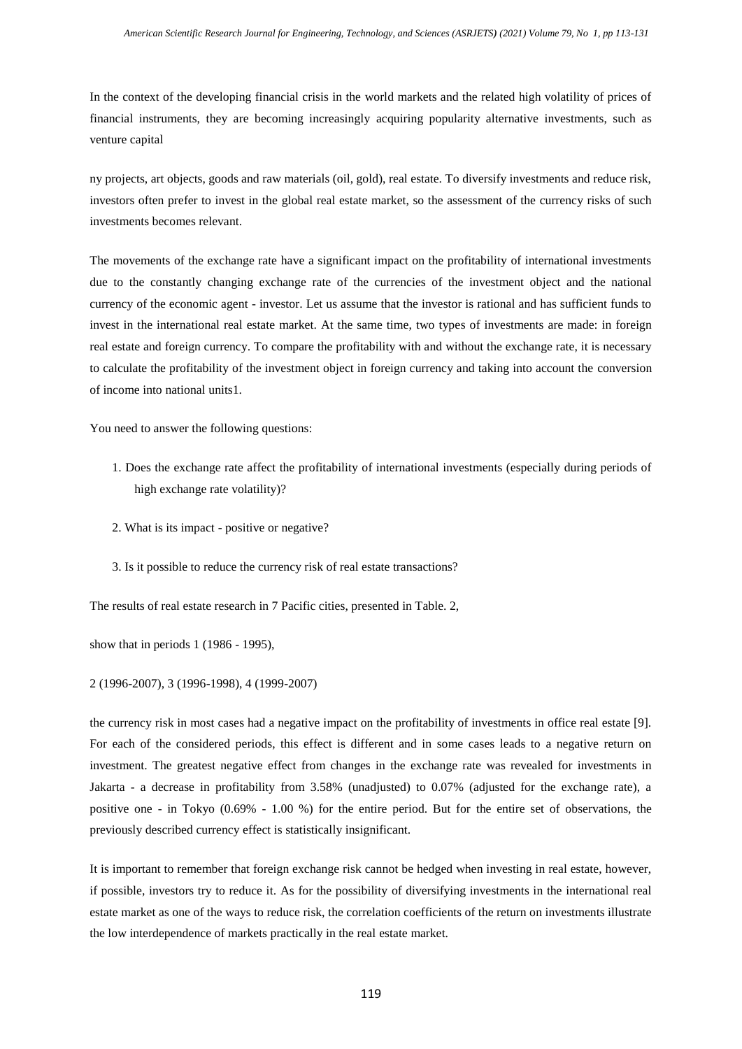In the context of the developing financial crisis in the world markets and the related high volatility of prices of financial instruments, they are becoming increasingly acquiring popularity alternative investments, such as venture capital

ny projects, art objects, goods and raw materials (oil, gold), real estate. To diversify investments and reduce risk, investors often prefer to invest in the global real estate market, so the assessment of the currency risks of such investments becomes relevant.

The movements of the exchange rate have a significant impact on the profitability of international investments due to the constantly changing exchange rate of the currencies of the investment object and the national currency of the economic agent - investor. Let us assume that the investor is rational and has sufficient funds to invest in the international real estate market. At the same time, two types of investments are made: in foreign real estate and foreign currency. To compare the profitability with and without the exchange rate, it is necessary to calculate the profitability of the investment object in foreign currency and taking into account the conversion of income into national units1.

You need to answer the following questions:

1. Does the exchange rate affect the profitability of international investments (especially during periods of high exchange rate volatility)?
2. What is its impact - positive or negative?
3. Is it possible to reduce the currency risk of real estate transactions?

The results of real estate research in 7 Pacific cities, presented in Table. 2,

show that in periods 1 (1986 - 1995),

2 (1996-2007), 3 (1996-1998), 4 (1999-2007)

the currency risk in most cases had a negative impact on the profitability of investments in office real estate [9]. For each of the considered periods, this effect is different and in some cases leads to a negative return on investment. The greatest negative effect from changes in the exchange rate was revealed for investments in Jakarta - a decrease in profitability from 3.58% (unadjusted) to 0.07% (adjusted for the exchange rate), a positive one - in Tokyo (0.69% - 1.00 %) for the entire period. But for the entire set of observations, the previously described currency effect is statistically insignificant.

It is important to remember that foreign exchange risk cannot be hedged when investing in real estate, however, if possible, investors try to reduce it. As for the possibility of diversifying investments in the international real estate market as one of the ways to reduce risk, the correlation coefficients of the return on investments illustrate the low interdependence of markets practically in the real estate market.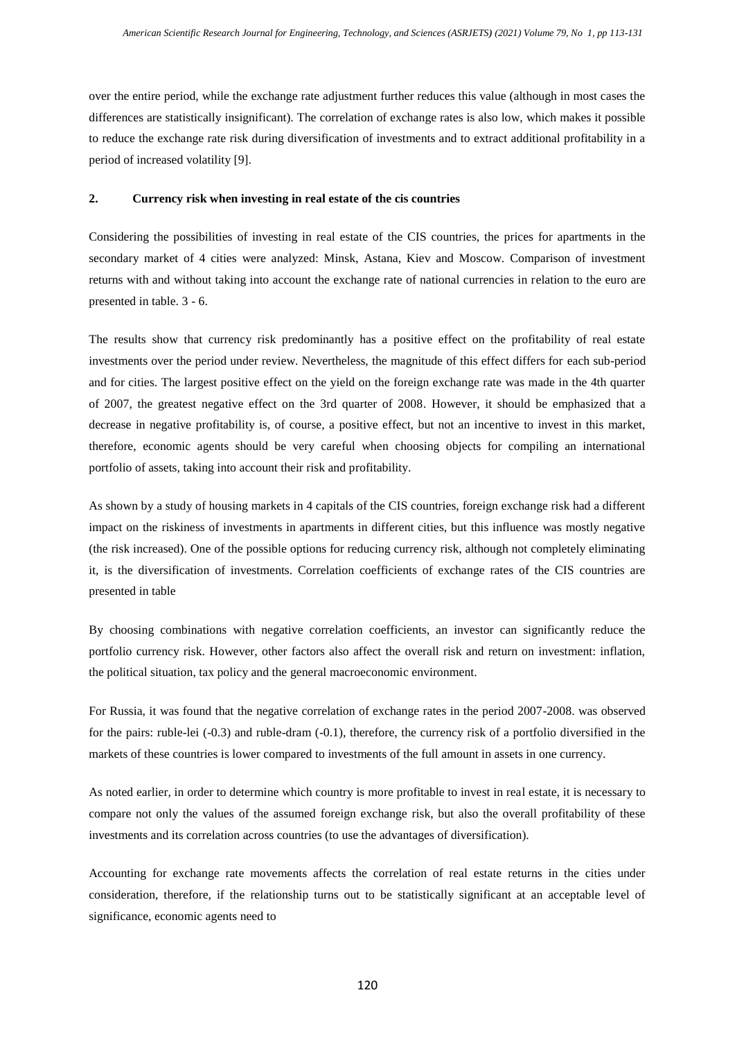over the entire period, while the exchange rate adjustment further reduces this value (although in most cases the differences are statistically insignificant). The correlation of exchange rates is also low, which makes it possible to reduce the exchange rate risk during diversification of investments and to extract additional profitability in a period of increased volatility [9].

## 2. Currency risk when investing in real estate of the cis countries

Considering the possibilities of investing in real estate of the CIS countries, the prices for apartments in the secondary market of 4 cities were analyzed: Minsk, Astana, Kiev and Moscow. Comparison of investment returns with and without taking into account the exchange rate of national currencies in relation to the euro are presented in table. 3 - 6.

The results show that currency risk predominantly has a positive effect on the profitability of real estate investments over the period under review. Nevertheless, the magnitude of this effect differs for each sub-period and for cities. The largest positive effect on the yield on the foreign exchange rate was made in the 4th quarter of 2007, the greatest negative effect on the 3rd quarter of 2008. However, it should be emphasized that a decrease in negative profitability is, of course, a positive effect, but not an incentive to invest in this market, therefore, economic agents should be very careful when choosing objects for compiling an international portfolio of assets, taking into account their risk and profitability.

As shown by a study of housing markets in 4 capitals of the CIS countries, foreign exchange risk had a different impact on the riskiness of investments in apartments in different cities, but this influence was mostly negative (the risk increased). One of the possible options for reducing currency risk, although not completely eliminating it, is the diversification of investments. Correlation coefficients of exchange rates of the CIS countries are presented in table

By choosing combinations with negative correlation coefficients, an investor can significantly reduce the portfolio currency risk. However, other factors also affect the overall risk and return on investment: inflation, the political situation, tax policy and the general macroeconomic environment.

For Russia, it was found that the negative correlation of exchange rates in the period 2007-2008. was observed for the pairs: ruble-lei (-0.3) and ruble-dram (-0.1), therefore, the currency risk of a portfolio diversified in the markets of these countries is lower compared to investments of the full amount in assets in one currency.

As noted earlier, in order to determine which country is more profitable to invest in real estate, it is necessary to compare not only the values of the assumed foreign exchange risk, but also the overall profitability of these investments and its correlation across countries (to use the advantages of diversification).

Accounting for exchange rate movements affects the correlation of real estate returns in the cities under consideration, therefore, if the relationship turns out to be statistically significant at an acceptable level of significance, economic agents need to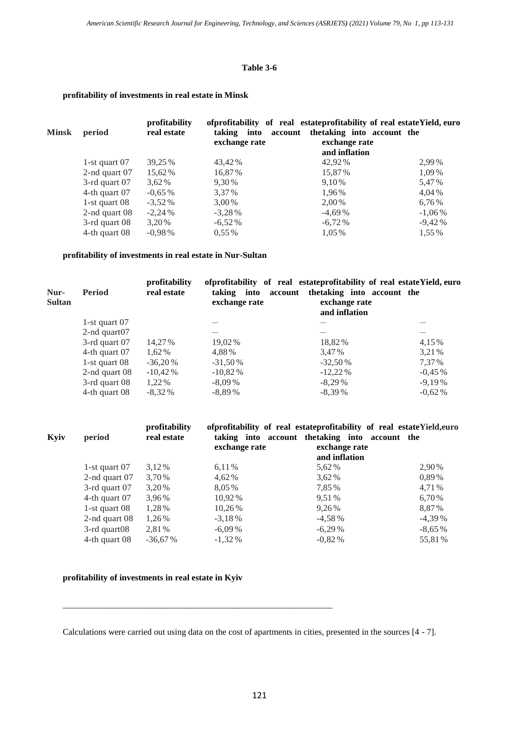**Table 3-6**

**profitability of investments in real estate in Minsk**

| Minsk | period | profitability real estate | of profitability of real estate taking into account the exchange rate | profitability of real estate taking into account the exchange rate and inflation | Yield, euro |
|---|---|---|---|---|---|
| | 1-st quart 07 | 39,25 % | 43,42 % | 42,92 % | 2,99 % |
| | 2-nd quart 07 | 15,62 % | 16,87 % | 15,87 % | 1,09 % |
| | 3-rd quart 07 | 3,62 % | 9,30 % | 9,10 % | 5,47 % |
| | 4-th quart 07 | -0,65 % | 3,37 % | 1,96 % | 4,04 % |
| | 1-st quart 08 | -3,52 % | 3,00 % | 2,00 % | 6,76 % |
| | 2-nd quart 08 | -2,24 % | -3,28 % | -4,69 % | -1,06 % |
| | 3-rd quart 08 | 3,20 % | -6,52 % | -6,72 % | -9,42 % |
| | 4-th quart 08 | -0,98 % | 0,55 % | 1,05 % | 1,55 % |

**profitability of investments in real estate in Nur-Sultan**

| Nur-Sultan | Period | profitability real estate | of profitability of real estate taking into account the exchange rate | profitability of real estate taking into account the exchange rate and inflation | Yield, euro |
|---|---|---|---|---|---|
| | 1-st quart 07 | | — | — | — |
| | 2-nd quart07 | | — | — | — |
| | 3-rd quart 07 | 14,27 % | 19,02 % | 18,82 % | 4,15 % |
| | 4-th quart 07 | 1,62 % | 4,88 % | 3,47 % | 3,21 % |
| | 1-st quart 08 | -36,20 % | -31,50 % | -32,50 % | 7,37 % |
| | 2-nd quart 08 | -10,42 % | -10,82 % | -12,22 % | -0,45 % |
| | 3-rd quart 08 | 1,22 % | -8,09 % | -8,29 % | -9,19 % |
| | 4-th quart 08 | -8,32 % | -8,89 % | -8,39 % | -0,62 % |

| Kyiv | period | profitability real estate | of profitability of real estate taking into account the exchange rate | profitability of real estate taking into account the exchange rate and inflation | Yield, euro |
|---|---|---|---|---|---|
| | 1-st quart 07 | 3,12 % | 6,11 % | 5,62 % | 2,90 % |
| | 2-nd quart 07 | 3,70 % | 4,62 % | 3,62 % | 0,89 % |
| | 3-rd quart 07 | 3,20 % | 8,05 % | 7,85 % | 4,71 % |
| | 4-th quart 07 | 3,96 % | 10,92 % | 9,51 % | 6,70 % |
| | 1-st quart 08 | 1,28 % | 10,26 % | 9,26 % | 8,87 % |
| | 2-nd quart 08 | 1,26 % | -3,18 % | -4,58 % | -4,39 % |
| | 3-rd quart08 | 2,81 % | -6,09 % | -6,29 % | -8,65 % |
| | 4-th quart 08 | -36,67 % | -1,32 % | -0,82 % | 55,81 % |

**profitability of investments in real estate in Kyiv**

---

Calculations were carried out using data on the cost of apartments in cities, presented in the sources [4 - 7].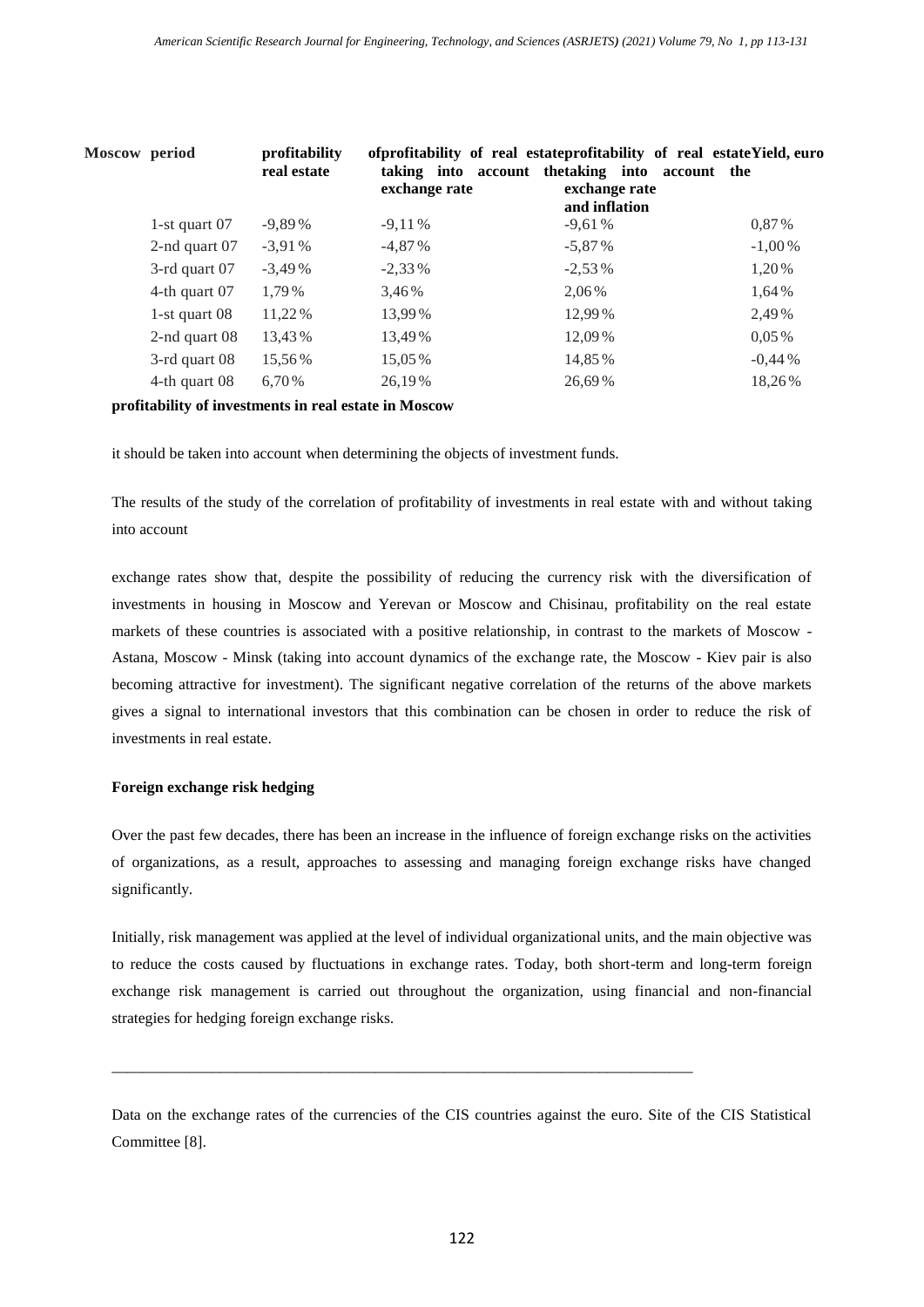| Moscow | period | profitability real estate | of profitability of real estate taking into account the exchange rate | profitability of real estate taking into account the exchange rate and inflation | Yield, euro |
|---|---|---|---|---|---|
| | 1-st quart 07 | -9,89% | -9,11% | -9,61% | 0,87% |
| | 2-nd quart 07 | -3,91% | -4,87% | -5,87% | -1,00% |
| | 3-rd quart 07 | -3,49% | -2,33% | -2,53% | 1,20% |
| | 4-th quart 07 | 1,79% | 3,46% | 2,06% | 1,64% |
| | 1-st quart 08 | 11,22% | 13,99% | 12,99% | 2,49% |
| | 2-nd quart 08 | 13,43% | 13,49% | 12,09% | 0,05% |
| | 3-rd quart 08 | 15,56% | 15,05% | 14,85% | -0,44% |
| | 4-th quart 08 | 6,70% | 26,19% | 26,69% | 18,26% |

**profitability of investments in real estate in Moscow**

it should be taken into account when determining the objects of investment funds.

The results of the study of the correlation of profitability of investments in real estate with and without taking into account

exchange rates show that, despite the possibility of reducing the currency risk with the diversification of investments in housing in Moscow and Yerevan or Moscow and Chisinau, profitability on the real estate markets of these countries is associated with a positive relationship, in contrast to the markets of Moscow - Astana, Moscow - Minsk (taking into account dynamics of the exchange rate, the Moscow - Kiev pair is also becoming attractive for investment). The significant negative correlation of the returns of the above markets gives a signal to international investors that this combination can be chosen in order to reduce the risk of investments in real estate.

### Foreign exchange risk hedging

Over the past few decades, there has been an increase in the influence of foreign exchange risks on the activities of organizations, as a result, approaches to assessing and managing foreign exchange risks have changed significantly.

Initially, risk management was applied at the level of individual organizational units, and the main objective was to reduce the costs caused by fluctuations in exchange rates. Today, both short-term and long-term foreign exchange risk management is carried out throughout the organization, using financial and non-financial strategies for hedging foreign exchange risks.

---

Data on the exchange rates of the currencies of the CIS countries against the euro. Site of the CIS Statistical Committee [8].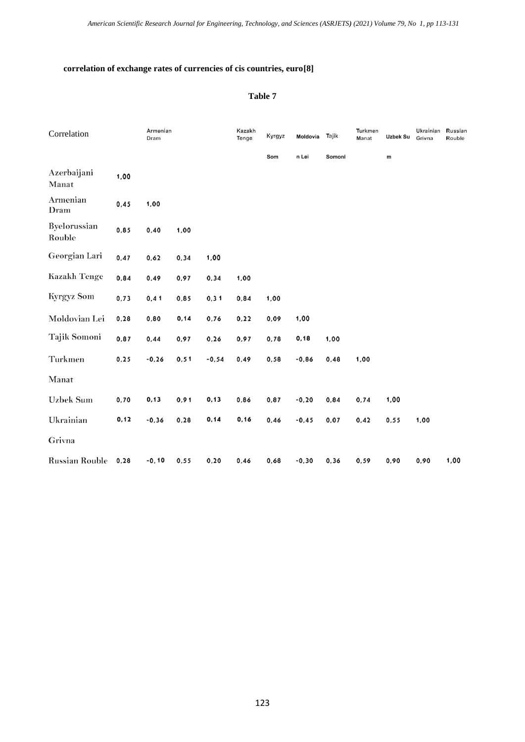**correlation of exchange rates of currencies of cis countries, euro[8]**

**Table 7**

| Correlation | | Armenian Dram | | | Kazakh Tenge | Kyrgyz Som | Moldovian Lei | Tajik Somoni | Turkmen Manat | Uzbek Sum | Ukrainian Grivna | Russian Rouble |
|---|---|---|---|---|---|---|---|---|---|---|---|---|
| Azerbaijani Manat | 1,00 | | | | | | | | | | | |
| Armenian Dram | 0,45 | 1,00 | | | | | | | | | | |
| Byelorussian Rouble | 0,85 | 0,40 | 1,00 | | | | | | | | | |
| Georgian Lari | 0,47 | 0,62 | 0,34 | 1,00 | | | | | | | | |
| Kazakh Tenge | 0,84 | 0,49 | 0,97 | 0,34 | 1,00 | | | | | | | |
| Kyrgyz Som | 0,73 | 0,41 | 0,85 | 0,31 | 0,84 | 1,00 | | | | | | |
| Moldovian Lei | 0,28 | 0,80 | 0,14 | 0,76 | 0,22 | 0,09 | 1,00 | | | | | |
| Tajik Somoni | 0,87 | 0,44 | 0,97 | 0,26 | 0,97 | 0,78 | 0,18 | 1,00 | | | | |
| Turkmen Manat | 0,25 | -0,26 | 0,51 | -0,54 | 0,49 | 0,58 | -0,86 | 0,48 | 1,00 | | | |
| Uzbek Sum | 0,70 | 0,13 | 0,91 | 0,13 | 0,86 | 0,87 | -0,20 | 0,84 | 0,74 | 1,00 | | |
| Ukrainian Grivna | 0,12 | -0,36 | 0,28 | 0,14 | 0,16 | 0,46 | -0,45 | 0,07 | 0,42 | 0,55 | 1,00 | |
| Russian Rouble | 0,28 | -0,10 | 0,55 | 0,20 | 0,46 | 0,68 | -0,30 | 0,36 | 0,59 | 0,90 | 0,90 | 1,00 |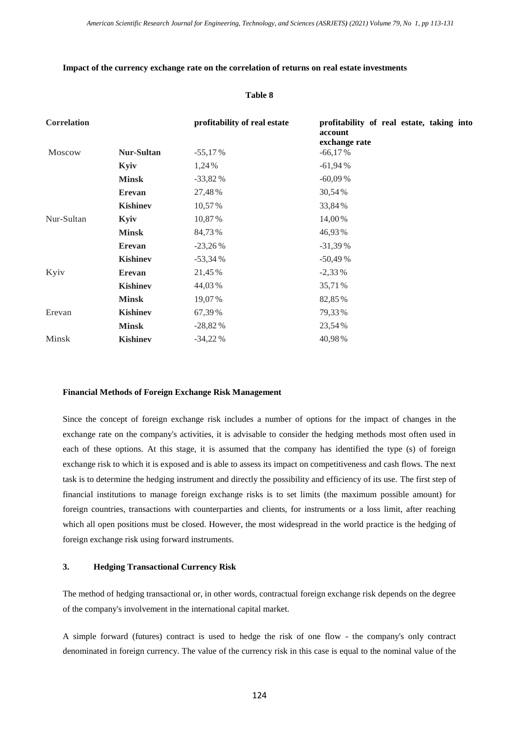**Impact of the currency exchange rate on the correlation of returns on real estate investments**

**Table 8**

| **Correlation** | | **profitability of real estate** | **profitability of real estate, taking into account exchange rate** |
|---|---|---|---|
| Moscow | **Nur-Sultan** | -55,17 % | -66,17 % |
| | **Kyiv** | 1,24 % | -61,94 % |
| | **Minsk** | -33,82 % | -60,09 % |
| | **Erevan** | 27,48 % | 30,54 % |
| | **Kishinev** | 10,57 % | 33,84 % |
| Nur-Sultan | **Kyiv** | 10,87 % | 14,00 % |
| | **Minsk** | 84,73 % | 46,93 % |
| | **Erevan** | -23,26 % | -31,39 % |
| | **Kishinev** | -53,34 % | -50,49 % |
| Kyiv | **Erevan** | 21,45 % | -2,33 % |
| | **Kishinev** | 44,03 % | 35,71 % |
| | **Minsk** | 19,07 % | 82,85 % |
| Erevan | **Kishinev** | 67,39 % | 79,33 % |
| | **Minsk** | -28,82 % | 23,54 % |
| Minsk | **Kishinev** | -34,22 % | 40,98 % |

**Financial Methods of Foreign Exchange Risk Management**

Since the concept of foreign exchange risk includes a number of options for the impact of changes in the exchange rate on the company's activities, it is advisable to consider the hedging methods most often used in each of these options. At this stage, it is assumed that the company has identified the type (s) of foreign exchange risk to which it is exposed and is able to assess its impact on competitiveness and cash flows. The next task is to determine the hedging instrument and directly the possibility and efficiency of its use. The first step of financial institutions to manage foreign exchange risks is to set limits (the maximum possible amount) for foreign countries, transactions with counterparties and clients, for instruments or a loss limit, after reaching which all open positions must be closed. However, the most widespread in the world practice is the hedging of foreign exchange risk using forward instruments.

## 3. Hedging Transactional Currency Risk

The method of hedging transactional or, in other words, contractual foreign exchange risk depends on the degree of the company's involvement in the international capital market.

A simple forward (futures) contract is used to hedge the risk of one flow - the company's only contract denominated in foreign currency. The value of the currency risk in this case is equal to the nominal value of the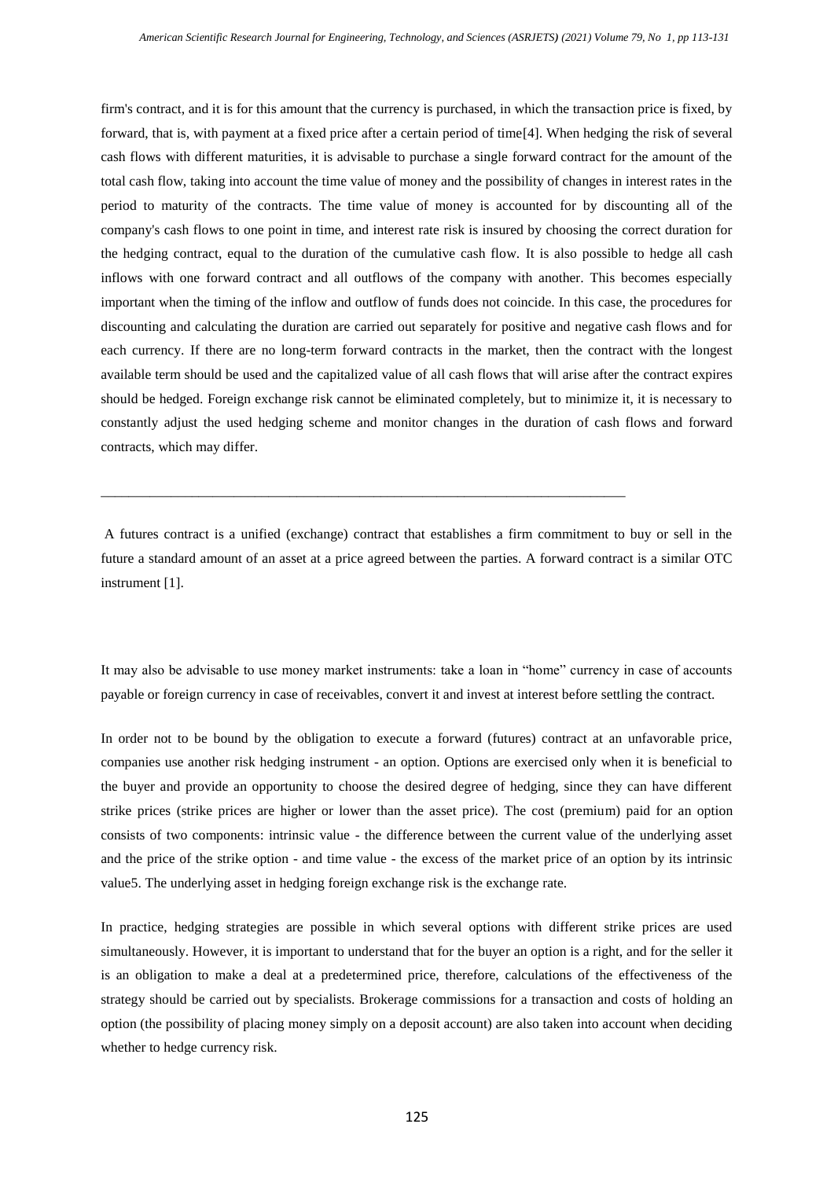firm's contract, and it is for this amount that the currency is purchased, in which the transaction price is fixed, by forward, that is, with payment at a fixed price after a certain period of time[4]. When hedging the risk of several cash flows with different maturities, it is advisable to purchase a single forward contract for the amount of the total cash flow, taking into account the time value of money and the possibility of changes in interest rates in the period to maturity of the contracts. The time value of money is accounted for by discounting all of the company's cash flows to one point in time, and interest rate risk is insured by choosing the correct duration for the hedging contract, equal to the duration of the cumulative cash flow. It is also possible to hedge all cash inflows with one forward contract and all outflows of the company with another. This becomes especially important when the timing of the inflow and outflow of funds does not coincide. In this case, the procedures for discounting and calculating the duration are carried out separately for positive and negative cash flows and for each currency. If there are no long-term forward contracts in the market, then the contract with the longest available term should be used and the capitalized value of all cash flows that will arise after the contract expires should be hedged. Foreign exchange risk cannot be eliminated completely, but to minimize it, it is necessary to constantly adjust the used hedging scheme and monitor changes in the duration of cash flows and forward contracts, which may differ.

---

A futures contract is a unified (exchange) contract that establishes a firm commitment to buy or sell in the future a standard amount of an asset at a price agreed between the parties. A forward contract is a similar OTC instrument [1].

It may also be advisable to use money market instruments: take a loan in "home" currency in case of accounts payable or foreign currency in case of receivables, convert it and invest at interest before settling the contract.

In order not to be bound by the obligation to execute a forward (futures) contract at an unfavorable price, companies use another risk hedging instrument - an option. Options are exercised only when it is beneficial to the buyer and provide an opportunity to choose the desired degree of hedging, since they can have different strike prices (strike prices are higher or lower than the asset price). The cost (premium) paid for an option consists of two components: intrinsic value - the difference between the current value of the underlying asset and the price of the strike option - and time value - the excess of the market price of an option by its intrinsic value5. The underlying asset in hedging foreign exchange risk is the exchange rate.

In practice, hedging strategies are possible in which several options with different strike prices are used simultaneously. However, it is important to understand that for the buyer an option is a right, and for the seller it is an obligation to make a deal at a predetermined price, therefore, calculations of the effectiveness of the strategy should be carried out by specialists. Brokerage commissions for a transaction and costs of holding an option (the possibility of placing money simply on a deposit account) are also taken into account when deciding whether to hedge currency risk.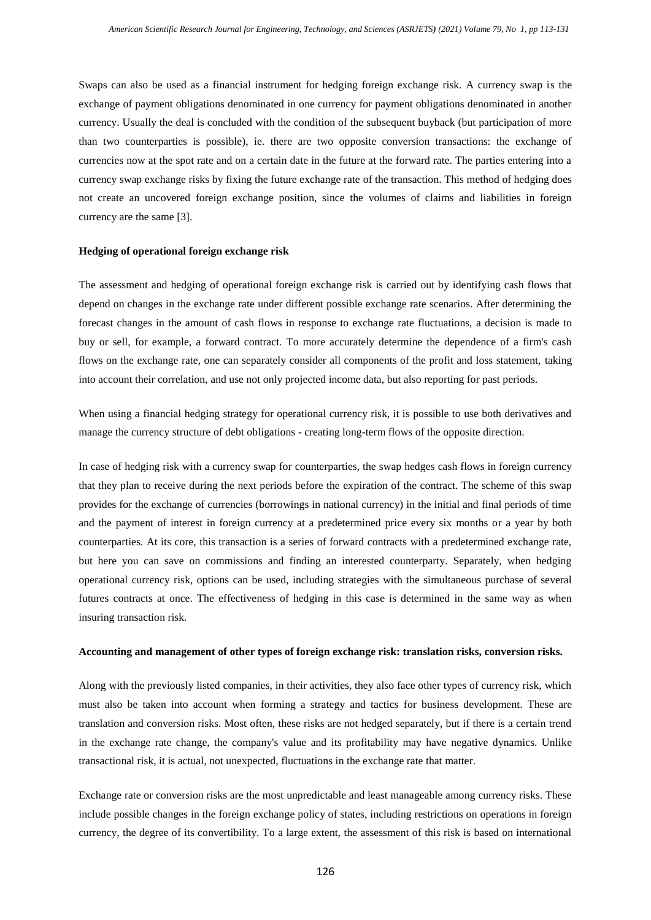Swaps can also be used as a financial instrument for hedging foreign exchange risk. A currency swap is the exchange of payment obligations denominated in one currency for payment obligations denominated in another currency. Usually the deal is concluded with the condition of the subsequent buyback (but participation of more than two counterparties is possible), ie. there are two opposite conversion transactions: the exchange of currencies now at the spot rate and on a certain date in the future at the forward rate. The parties entering into a currency swap exchange risks by fixing the future exchange rate of the transaction. This method of hedging does not create an uncovered foreign exchange position, since the volumes of claims and liabilities in foreign currency are the same [3].

**Hedging of operational foreign exchange risk**

The assessment and hedging of operational foreign exchange risk is carried out by identifying cash flows that depend on changes in the exchange rate under different possible exchange rate scenarios. After determining the forecast changes in the amount of cash flows in response to exchange rate fluctuations, a decision is made to buy or sell, for example, a forward contract. To more accurately determine the dependence of a firm's cash flows on the exchange rate, one can separately consider all components of the profit and loss statement, taking into account their correlation, and use not only projected income data, but also reporting for past periods.

When using a financial hedging strategy for operational currency risk, it is possible to use both derivatives and manage the currency structure of debt obligations - creating long-term flows of the opposite direction.

In case of hedging risk with a currency swap for counterparties, the swap hedges cash flows in foreign currency that they plan to receive during the next periods before the expiration of the contract. The scheme of this swap provides for the exchange of currencies (borrowings in national currency) in the initial and final periods of time and the payment of interest in foreign currency at a predetermined price every six months or a year by both counterparties. At its core, this transaction is a series of forward contracts with a predetermined exchange rate, but here you can save on commissions and finding an interested counterparty. Separately, when hedging operational currency risk, options can be used, including strategies with the simultaneous purchase of several futures contracts at once. The effectiveness of hedging in this case is determined in the same way as when insuring transaction risk.

**Accounting and management of other types of foreign exchange risk: translation risks, conversion risks.**

Along with the previously listed companies, in their activities, they also face other types of currency risk, which must also be taken into account when forming a strategy and tactics for business development. These are translation and conversion risks. Most often, these risks are not hedged separately, but if there is a certain trend in the exchange rate change, the company's value and its profitability may have negative dynamics. Unlike transactional risk, it is actual, not unexpected, fluctuations in the exchange rate that matter.

Exchange rate or conversion risks are the most unpredictable and least manageable among currency risks. These include possible changes in the foreign exchange policy of states, including restrictions on operations in foreign currency, the degree of its convertibility. To a large extent, the assessment of this risk is based on international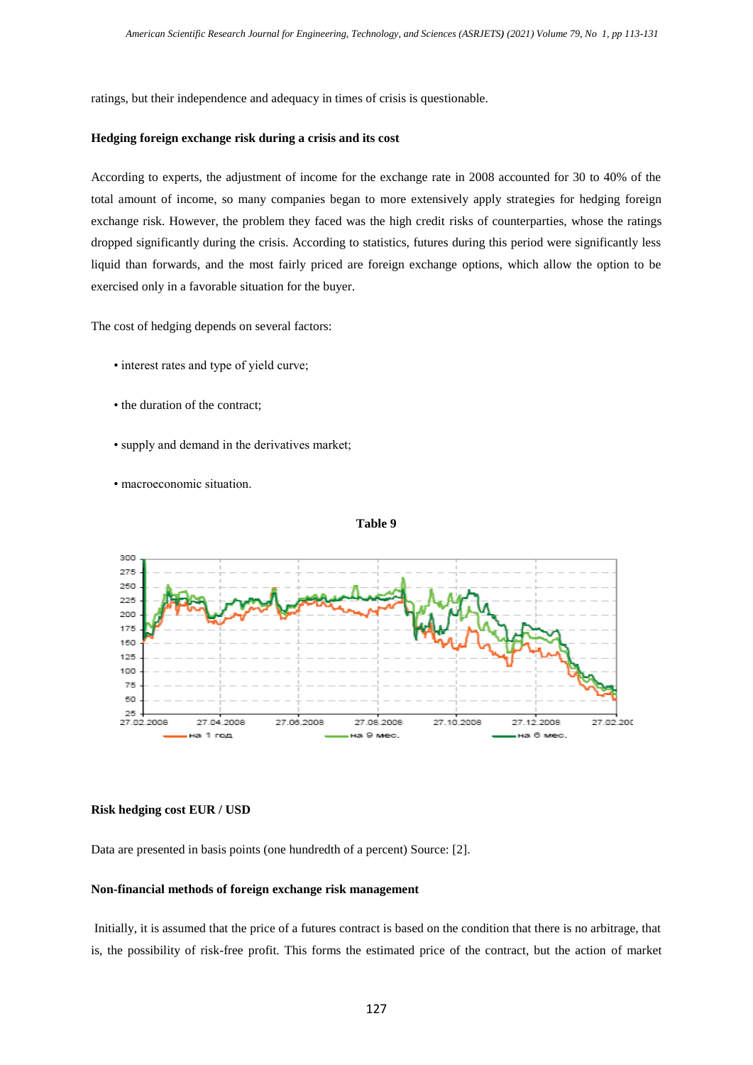ratings, but their independence and adequacy in times of crisis is questionable.

**Hedging foreign exchange risk during a crisis and its cost**

According to experts, the adjustment of income for the exchange rate in 2008 accounted for 30 to 40% of the total amount of income, so many companies began to more extensively apply strategies for hedging foreign exchange risk. However, the problem they faced was the high credit risks of counterparties, whose the ratings dropped significantly during the crisis. According to statistics, futures during this period were significantly less liquid than forwards, and the most fairly priced are foreign exchange options, which allow the option to be exercised only in a favorable situation for the buyer.

The cost of hedging depends on several factors:

- interest rates and type of yield curve;
- the duration of the contract;
- supply and demand in the derivatives market;
- macroeconomic situation.

**Table 9**

**Risk hedging cost EUR / USD**

Data are presented in basis points (one hundredth of a percent) Source: [2].

**Non-financial methods of foreign exchange risk management**

Initially, it is assumed that the price of a futures contract is based on the condition that there is no arbitrage, that is, the possibility of risk-free profit. This forms the estimated price of the contract, but the action of market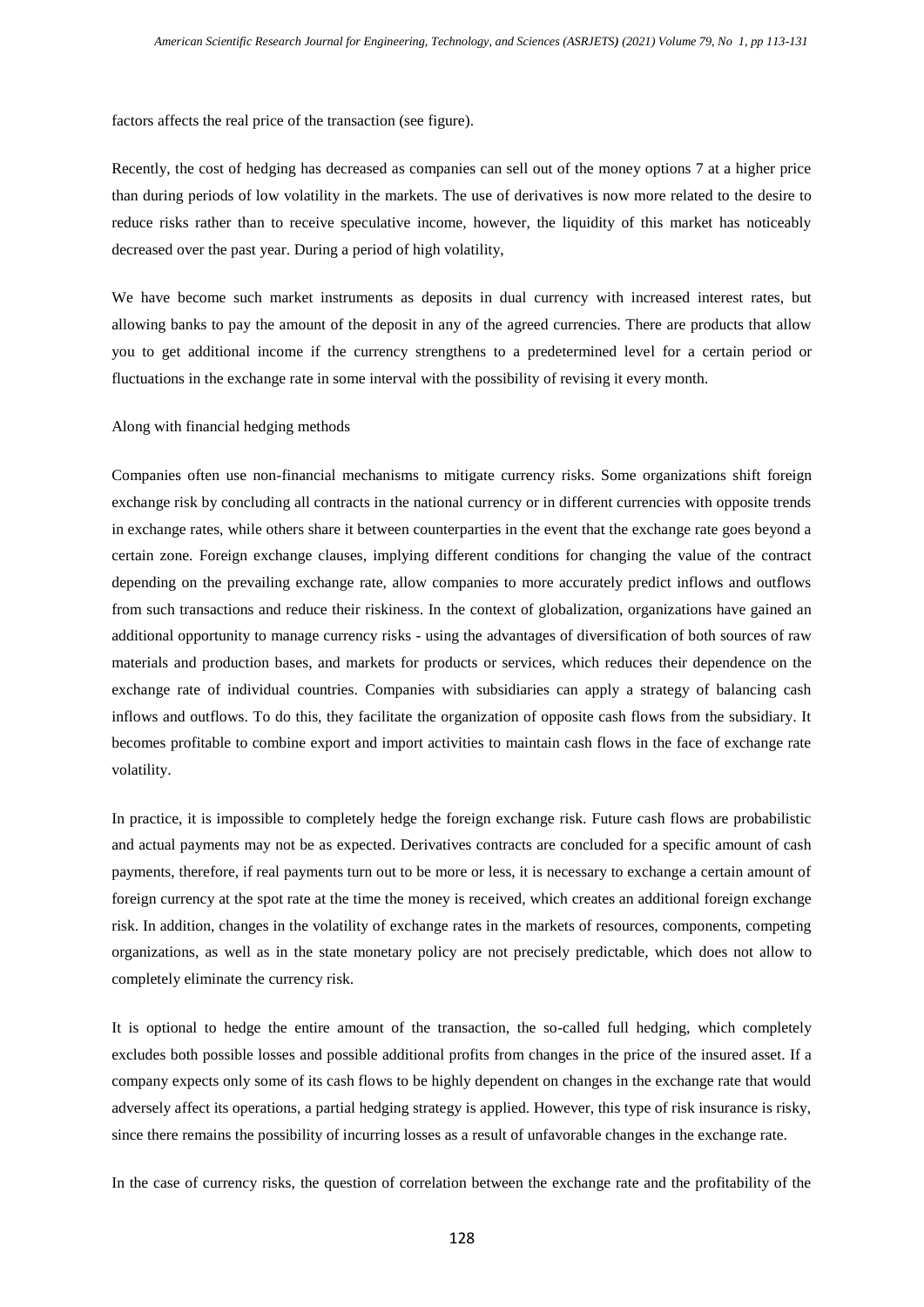factors affects the real price of the transaction (see figure).

Recently, the cost of hedging has decreased as companies can sell out of the money options 7 at a higher price than during periods of low volatility in the markets. The use of derivatives is now more related to the desire to reduce risks rather than to receive speculative income, however, the liquidity of this market has noticeably decreased over the past year. During a period of high volatility,

We have become such market instruments as deposits in dual currency with increased interest rates, but allowing banks to pay the amount of the deposit in any of the agreed currencies. There are products that allow you to get additional income if the currency strengthens to a predetermined level for a certain period or fluctuations in the exchange rate in some interval with the possibility of revising it every month.

Along with financial hedging methods

Companies often use non-financial mechanisms to mitigate currency risks. Some organizations shift foreign exchange risk by concluding all contracts in the national currency or in different currencies with opposite trends in exchange rates, while others share it between counterparties in the event that the exchange rate goes beyond a certain zone. Foreign exchange clauses, implying different conditions for changing the value of the contract depending on the prevailing exchange rate, allow companies to more accurately predict inflows and outflows from such transactions and reduce their riskiness. In the context of globalization, organizations have gained an additional opportunity to manage currency risks - using the advantages of diversification of both sources of raw materials and production bases, and markets for products or services, which reduces their dependence on the exchange rate of individual countries. Companies with subsidiaries can apply a strategy of balancing cash inflows and outflows. To do this, they facilitate the organization of opposite cash flows from the subsidiary. It becomes profitable to combine export and import activities to maintain cash flows in the face of exchange rate volatility.

In practice, it is impossible to completely hedge the foreign exchange risk. Future cash flows are probabilistic and actual payments may not be as expected. Derivatives contracts are concluded for a specific amount of cash payments, therefore, if real payments turn out to be more or less, it is necessary to exchange a certain amount of foreign currency at the spot rate at the time the money is received, which creates an additional foreign exchange risk. In addition, changes in the volatility of exchange rates in the markets of resources, components, competing organizations, as well as in the state monetary policy are not precisely predictable, which does not allow to completely eliminate the currency risk.

It is optional to hedge the entire amount of the transaction, the so-called full hedging, which completely excludes both possible losses and possible additional profits from changes in the price of the insured asset. If a company expects only some of its cash flows to be highly dependent on changes in the exchange rate that would adversely affect its operations, a partial hedging strategy is applied. However, this type of risk insurance is risky, since there remains the possibility of incurring losses as a result of unfavorable changes in the exchange rate.

In the case of currency risks, the question of correlation between the exchange rate and the profitability of the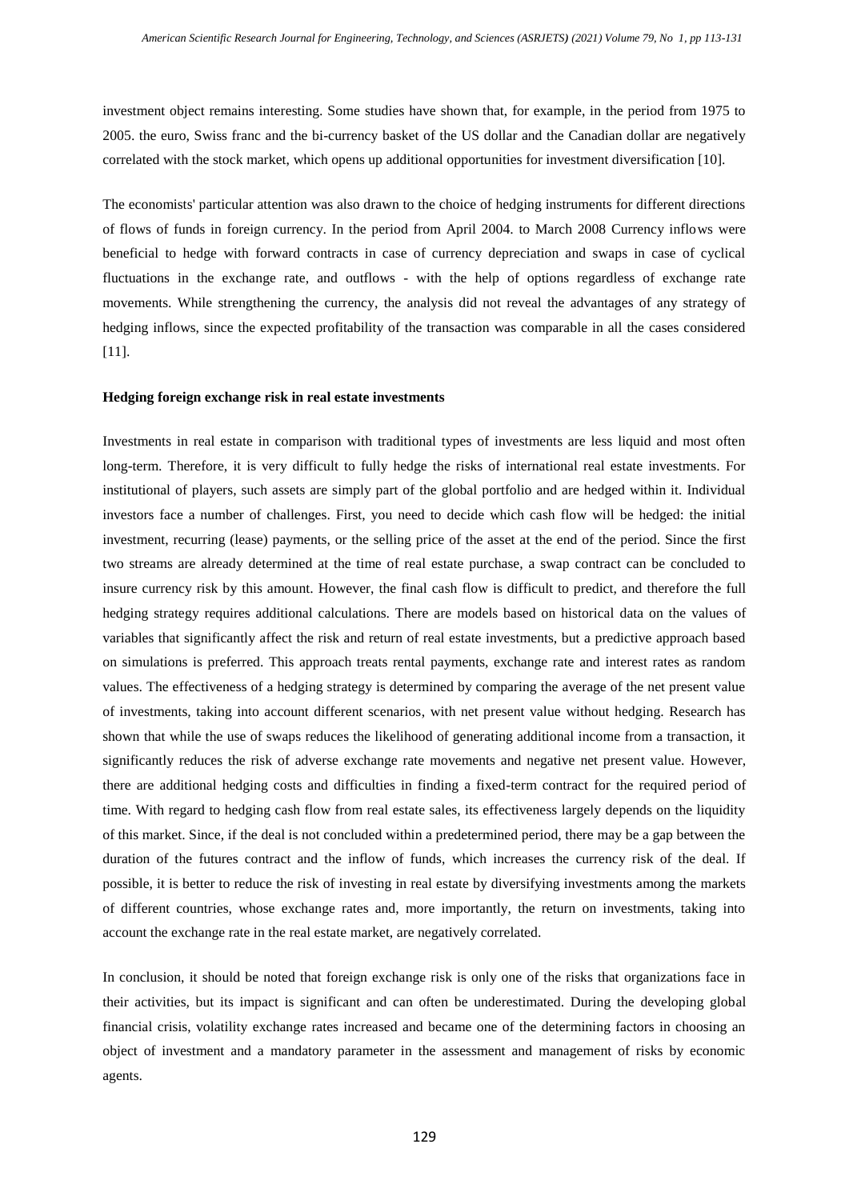investment object remains interesting. Some studies have shown that, for example, in the period from 1975 to 2005. the euro, Swiss franc and the bi-currency basket of the US dollar and the Canadian dollar are negatively correlated with the stock market, which opens up additional opportunities for investment diversification [10].

The economists' particular attention was also drawn to the choice of hedging instruments for different directions of flows of funds in foreign currency. In the period from April 2004. to March 2008 Currency inflows were beneficial to hedge with forward contracts in case of currency depreciation and swaps in case of cyclical fluctuations in the exchange rate, and outflows - with the help of options regardless of exchange rate movements. While strengthening the currency, the analysis did not reveal the advantages of any strategy of hedging inflows, since the expected profitability of the transaction was comparable in all the cases considered [11].

**Hedging foreign exchange risk in real estate investments**

Investments in real estate in comparison with traditional types of investments are less liquid and most often long-term. Therefore, it is very difficult to fully hedge the risks of international real estate investments. For institutional of players, such assets are simply part of the global portfolio and are hedged within it. Individual investors face a number of challenges. First, you need to decide which cash flow will be hedged: the initial investment, recurring (lease) payments, or the selling price of the asset at the end of the period. Since the first two streams are already determined at the time of real estate purchase, a swap contract can be concluded to insure currency risk by this amount. However, the final cash flow is difficult to predict, and therefore the full hedging strategy requires additional calculations. There are models based on historical data on the values of variables that significantly affect the risk and return of real estate investments, but a predictive approach based on simulations is preferred. This approach treats rental payments, exchange rate and interest rates as random values. The effectiveness of a hedging strategy is determined by comparing the average of the net present value of investments, taking into account different scenarios, with net present value without hedging. Research has shown that while the use of swaps reduces the likelihood of generating additional income from a transaction, it significantly reduces the risk of adverse exchange rate movements and negative net present value. However, there are additional hedging costs and difficulties in finding a fixed-term contract for the required period of time. With regard to hedging cash flow from real estate sales, its effectiveness largely depends on the liquidity of this market. Since, if the deal is not concluded within a predetermined period, there may be a gap between the duration of the futures contract and the inflow of funds, which increases the currency risk of the deal. If possible, it is better to reduce the risk of investing in real estate by diversifying investments among the markets of different countries, whose exchange rates and, more importantly, the return on investments, taking into account the exchange rate in the real estate market, are negatively correlated.

In conclusion, it should be noted that foreign exchange risk is only one of the risks that organizations face in their activities, but its impact is significant and can often be underestimated. During the developing global financial crisis, volatility exchange rates increased and became one of the determining factors in choosing an object of investment and a mandatory parameter in the assessment and management of risks by economic agents.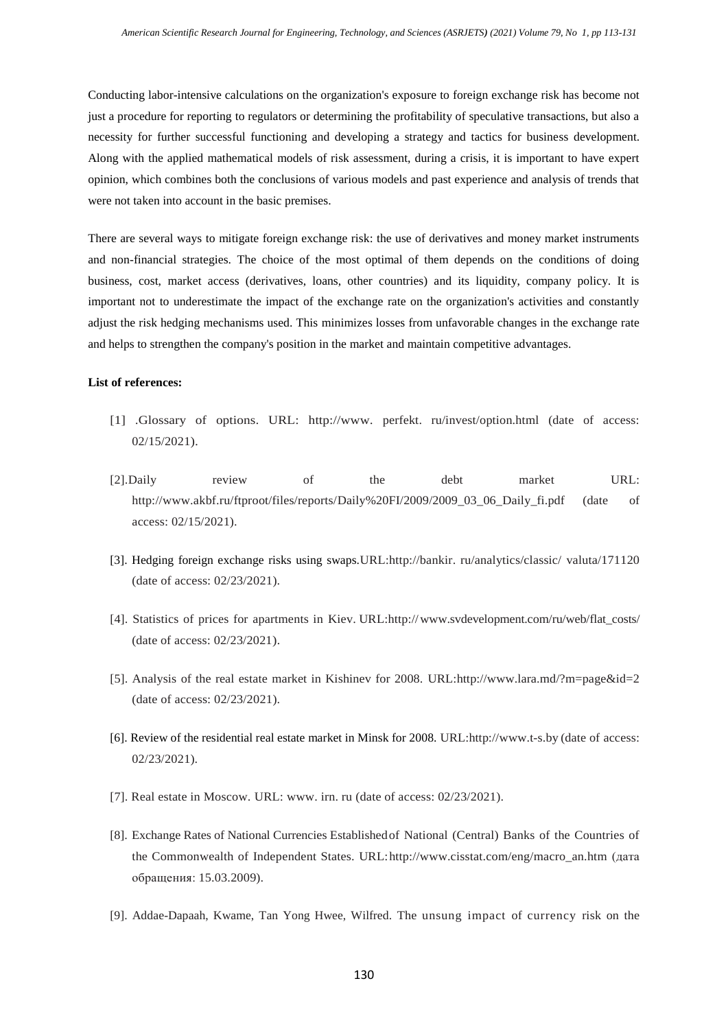Conducting labor-intensive calculations on the organization's exposure to foreign exchange risk has become not just a procedure for reporting to regulators or determining the profitability of speculative transactions, but also a necessity for further successful functioning and developing a strategy and tactics for business development. Along with the applied mathematical models of risk assessment, during a crisis, it is important to have expert opinion, which combines both the conclusions of various models and past experience and analysis of trends that were not taken into account in the basic premises.

There are several ways to mitigate foreign exchange risk: the use of derivatives and money market instruments and non-financial strategies. The choice of the most optimal of them depends on the conditions of doing business, cost, market access (derivatives, loans, other countries) and its liquidity, company policy. It is important not to underestimate the impact of the exchange rate on the organization's activities and constantly adjust the risk hedging mechanisms used. This minimizes losses from unfavorable changes in the exchange rate and helps to strengthen the company's position in the market and maintain competitive advantages.

**List of references:**

[1] .Glossary of options. URL: http://www. perfekt. ru/invest/option.html (date of access: 02/15/2021).

[2].Daily review of the debt market URL: http://www.akbf.ru/ftproot/files/reports/Daily%20FI/2009/2009_03_06_Daily_fi.pdf (date of access: 02/15/2021).

[3]. Hedging foreign exchange risks using swaps.URL:http://bankir. ru/analytics/classic/ valuta/171120 (date of access: 02/23/2021).

[4]. Statistics of prices for apartments in Kiev. URL:http:// www.svdevelopment.com/ru/web/flat_costs/ (date of access: 02/23/2021).

[5]. Analysis of the real estate market in Kishinev for 2008. URL:http://www.lara.md/?m=page&id=2 (date of access: 02/23/2021).

[6]. Review of the residential real estate market in Minsk for 2008. URL:http://www.t-s.by (date of access: 02/23/2021).

[7]. Real estate in Moscow. URL: www. irn. ru (date of access: 02/23/2021).

[8]. Exchange Rates of National Currencies Established of National (Central) Banks of the Countries of the Commonwealth of Independent States. URL: http://www.cisstat.com/eng/macro_an.htm (дата обращения: 15.03.2009).

[9]. Addae-Dapaah, Kwame, Tan Yong Hwee, Wilfred. The unsung impact of currency risk on the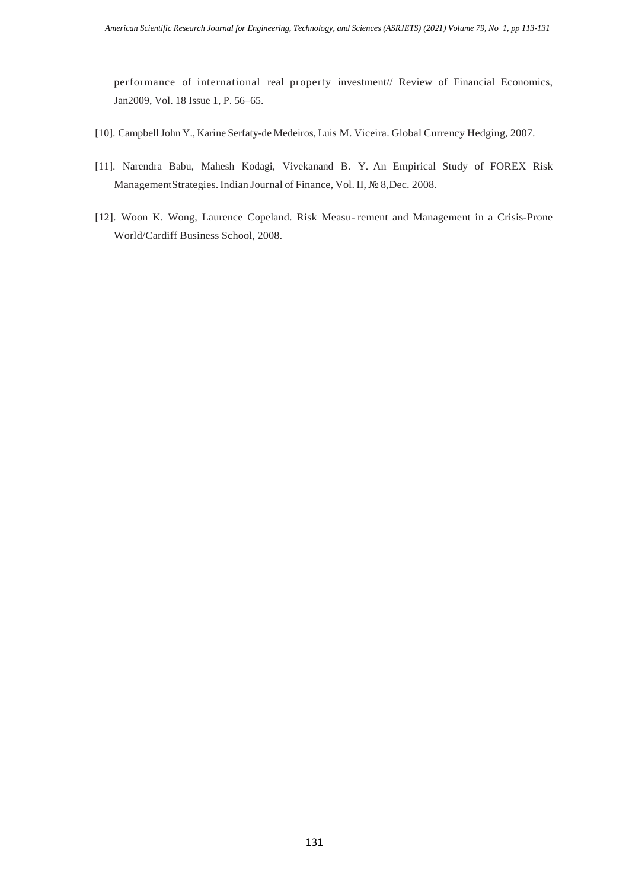performance of international real property investment// Review of Financial Economics, Jan2009, Vol. 18 Issue 1, P. 56–65.

[10]. Campbell John Y., Karine Serfaty-de Medeiros, Luis M. Viceira. Global Currency Hedging, 2007.

[11]. Narendra Babu, Mahesh Kodagi, Vivekanand B. Y. An Empirical Study of FOREX Risk ManagementStrategies. Indian Journal of Finance, Vol. II, № 8,Dec. 2008.

[12]. Woon K. Wong, Laurence Copeland. Risk Measu- rement and Management in a Crisis-Prone World/Cardiff Business School, 2008.